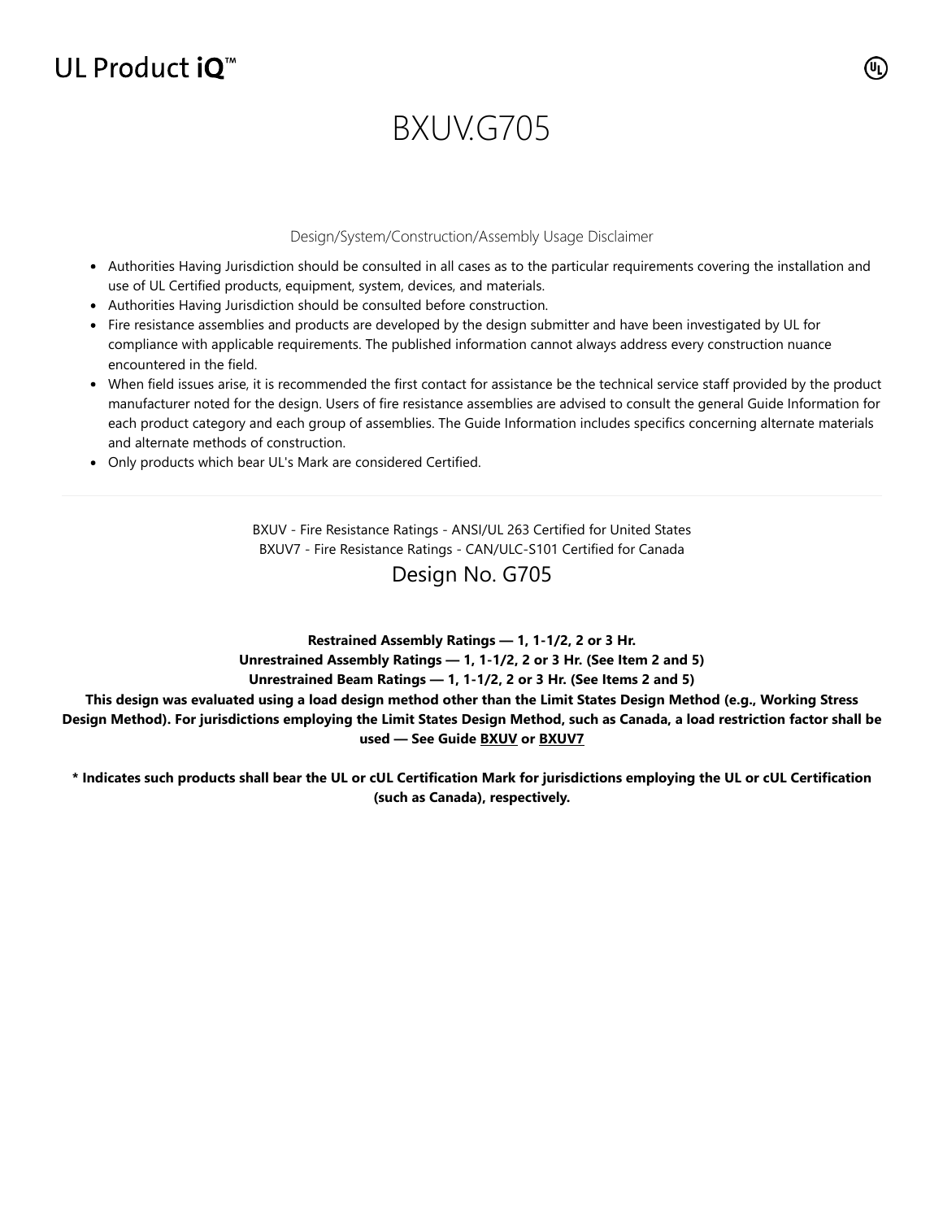UL Product iQ™

# BXUV.G705

Design/System/Construction/Assembly Usage Disclaimer

- Authorities Having Jurisdiction should be consulted in all cases as to the particular requirements covering the installation and use of UL Certified products, equipment, system, devices, and materials.
- Authorities Having Jurisdiction should be consulted before construction.
- Fire resistance assemblies and products are developed by the design submitter and have been investigated by UL for compliance with applicable requirements. The published information cannot always address every construction nuance encountered in the field.
- When field issues arise, it is recommended the first contact for assistance be the technical service staff provided by the product manufacturer noted for the design. Users of fire resistance assemblies are advised to consult the general Guide Information for each product category and each group of assemblies. The Guide Information includes specifics concerning alternate materials and alternate methods of construction.
- Only products which bear UL's Mark are considered Certified.

---

BXUV - Fire Resistance Ratings - ANSI/UL 263 Certified for United States
BXUV7 - Fire Resistance Ratings - CAN/ULC-S101 Certified for Canada

## Design No. G705

**Restrained Assembly Ratings — 1, 1-1/2, 2 or 3 Hr.**
**Unrestrained Assembly Ratings — 1, 1-1/2, 2 or 3 Hr. (See Item 2 and 5)**
**Unrestrained Beam Ratings — 1, 1-1/2, 2 or 3 Hr. (See Items 2 and 5)**
**This design was evaluated using a load design method other than the Limit States Design Method (e.g., Working Stress Design Method). For jurisdictions employing the Limit States Design Method, such as Canada, a load restriction factor shall be used — See Guide BXUV or BXUV7**

**\* Indicates such products shall bear the UL or cUL Certification Mark for jurisdictions employing the UL or cUL Certification (such as Canada), respectively.**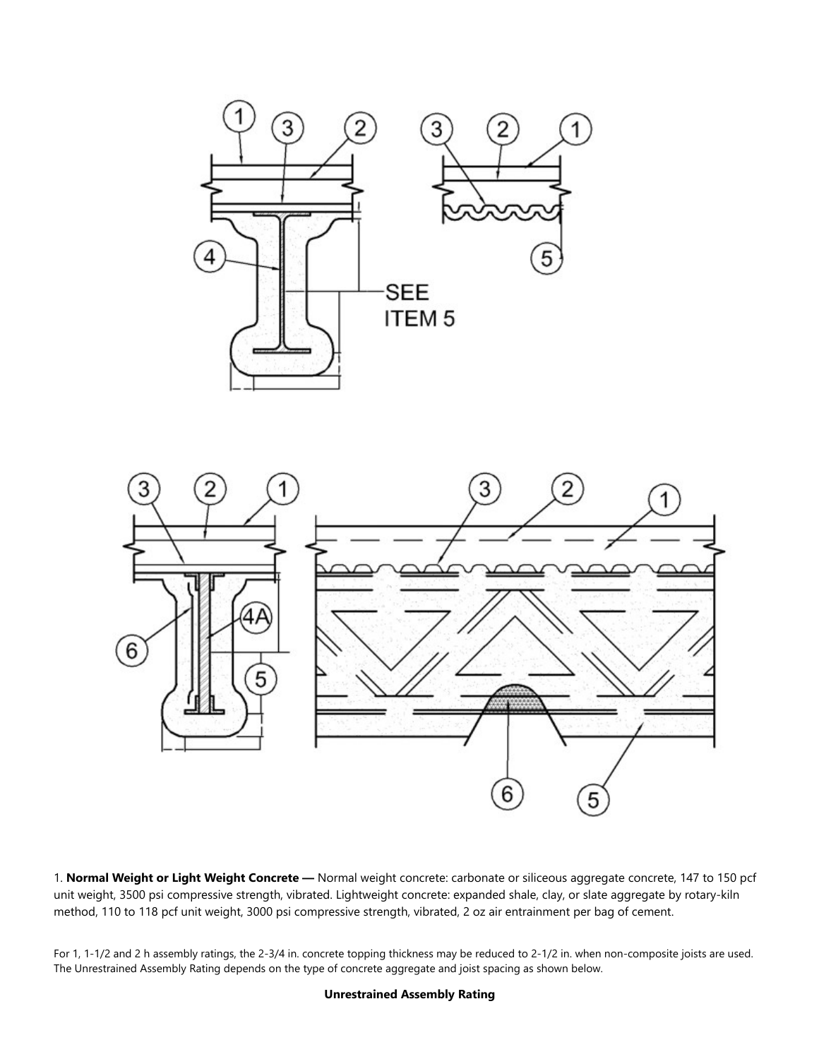1. **Normal Weight or Light Weight Concrete —** Normal weight concrete: carbonate or siliceous aggregate concrete, 147 to 150 pcf unit weight, 3500 psi compressive strength, vibrated. Lightweight concrete: expanded shale, clay, or slate aggregate by rotary-kiln method, 110 to 118 pcf unit weight, 3000 psi compressive strength, vibrated, 2 oz air entrainment per bag of cement.

For 1, 1-1/2 and 2 h assembly ratings, the 2-3/4 in. concrete topping thickness may be reduced to 2-1/2 in. when non-composite joists are used. The Unrestrained Assembly Rating depends on the type of concrete aggregate and joist spacing as shown below.

**Unrestrained Assembly Rating**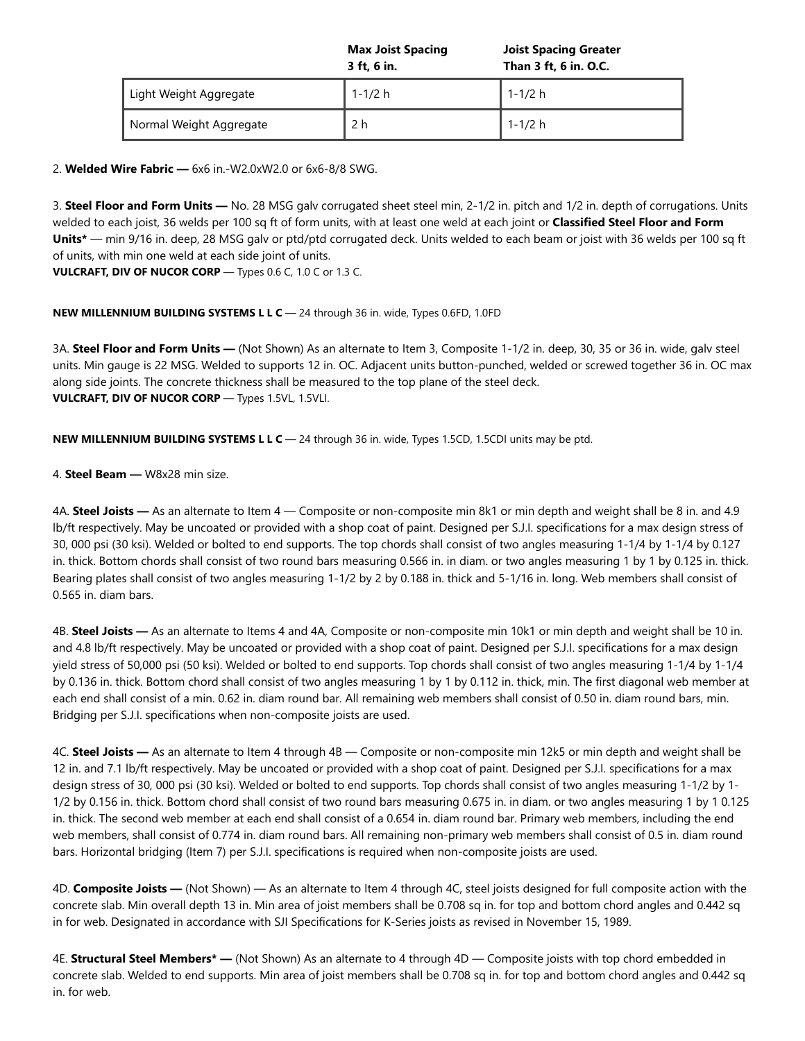| | Max Joist Spacing 3 ft, 6 in. | Joist Spacing Greater Than 3 ft, 6 in. O.C. |
|---|---|---|
| Light Weight Aggregate | 1-1/2 h | 1-1/2 h |
| Normal Weight Aggregate | 2 h | 1-1/2 h |

2. **Welded Wire Fabric —** 6x6 in.-W2.0xW2.0 or 6x6-8/8 SWG.

3. **Steel Floor and Form Units —** No. 28 MSG galv corrugated sheet steel min, 2-1/2 in. pitch and 1/2 in. depth of corrugations. Units welded to each joist, 36 welds per 100 sq ft of form units, with at least one weld at each joint or **Classified Steel Floor and Form Units*** — min 9/16 in. deep, 28 MSG galv or ptd/ptd corrugated deck. Units welded to each beam or joist with 36 welds per 100 sq ft of units, with min one weld at each side joint of units.
**VULCRAFT, DIV OF NUCOR CORP** — Types 0.6 C, 1.0 C or 1.3 C.

**NEW MILLENNIUM BUILDING SYSTEMS L L C** — 24 through 36 in. wide, Types 0.6FD, 1.0FD

3A. **Steel Floor and Form Units —** (Not Shown) As an alternate to Item 3, Composite 1-1/2 in. deep, 30, 35 or 36 in. wide, galv steel units. Min gauge is 22 MSG. Welded to supports 12 in. OC. Adjacent units button-punched, welded or screwed together 36 in. OC max along side joints. The concrete thickness shall be measured to the top plane of the steel deck.
**VULCRAFT, DIV OF NUCOR CORP** — Types 1.5VL, 1.5VLI.

**NEW MILLENNIUM BUILDING SYSTEMS L L C** — 24 through 36 in. wide, Types 1.5CD, 1.5CDI units may be ptd.

4. **Steel Beam —** W8x28 min size.

4A. **Steel Joists —** As an alternate to Item 4 — Composite or non-composite min 8k1 or min depth and weight shall be 8 in. and 4.9 lb/ft respectively. May be uncoated or provided with a shop coat of paint. Designed per S.J.I. specifications for a max design stress of 30, 000 psi (30 ksi). Welded or bolted to end supports. The top chords shall consist of two angles measuring 1-1/4 by 1-1/4 by 0.127 in. thick. Bottom chords shall consist of two round bars measuring 0.566 in. in diam. or two angles measuring 1 by 1 by 0.125 in. thick. Bearing plates shall consist of two angles measuring 1-1/2 by 2 by 0.188 in. thick and 5-1/16 in. long. Web members shall consist of 0.565 in. diam bars.

4B. **Steel Joists —** As an alternate to Items 4 and 4A, Composite or non-composite min 10k1 or min depth and weight shall be 10 in. and 4.8 lb/ft respectively. May be uncoated or provided with a shop coat of paint. Designed per S.J.I. specifications for a max design yield stress of 50,000 psi (50 ksi). Welded or bolted to end supports. Top chords shall consist of two angles measuring 1-1/4 by 1-1/4 by 0.136 in. thick. Bottom chord shall consist of two angles measuring 1 by 1 by 0.112 in. thick, min. The first diagonal web member at each end shall consist of a min. 0.62 in. diam round bar. All remaining web members shall consist of 0.50 in. diam round bars, min. Bridging per S.J.I. specifications when non-composite joists are used.

4C. **Steel Joists —** As an alternate to Item 4 through 4B — Composite or non-composite min 12k5 or min depth and weight shall be 12 in. and 7.1 lb/ft respectively. May be uncoated or provided with a shop coat of paint. Designed per S.J.I. specifications for a max design stress of 30, 000 psi (30 ksi). Welded or bolted to end supports. Top chords shall consist of two angles measuring 1-1/2 by 1-1/2 by 0.156 in. thick. Bottom chord shall consist of two round bars measuring 0.675 in. in diam. or two angles measuring 1 by 1 0.125 in. thick. The second web member at each end shall consist of a 0.654 in. diam round bar. Primary web members, including the end web members, shall consist of 0.774 in. diam round bars. All remaining non-primary web members shall consist of 0.5 in. diam round bars. Horizontal bridging (Item 7) per S.J.I. specifications is required when non-composite joists are used.

4D. **Composite Joists —** (Not Shown) — As an alternate to Item 4 through 4C, steel joists designed for full composite action with the concrete slab. Min overall depth 13 in. Min area of joist members shall be 0.708 sq in. for top and bottom chord angles and 0.442 sq in for web. Designated in accordance with SJI Specifications for K-Series joists as revised in November 15, 1989.

4E. **Structural Steel Members* —** (Not Shown) As an alternate to 4 through 4D — Composite joists with top chord embedded in concrete slab. Welded to end supports. Min area of joist members shall be 0.708 sq in. for top and bottom chord angles and 0.442 sq in. for web.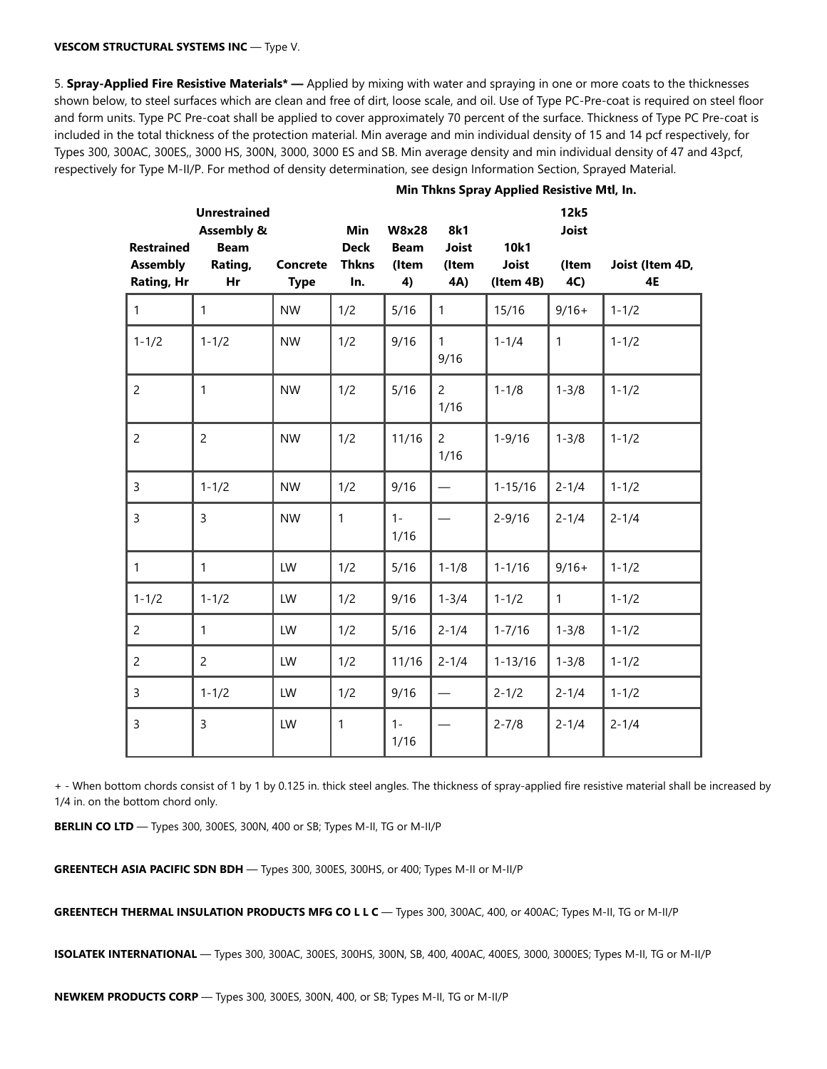**VESCOM STRUCTURAL SYSTEMS INC** — Type V.

5. **Spray-Applied Fire Resistive Materials* —** Applied by mixing with water and spraying in one or more coats to the thicknesses shown below, to steel surfaces which are clean and free of dirt, loose scale, and oil. Use of Type PC-Pre-coat is required on steel floor and form units. Type PC Pre-coat shall be applied to cover approximately 70 percent of the surface. Thickness of Type PC Pre-coat is included in the total thickness of the protection material. Min average and min individual density of 15 and 14 pcf respectively, for Types 300, 300AC, 300ES,, 3000 HS, 300N, 3000, 3000 ES and SB. Min average density and min individual density of 47 and 43pcf, respectively for Type M-II/P. For method of density determination, see design Information Section, Sprayed Material.

| Restrained Assembly Rating, Hr | Unrestrained Assembly & Beam Rating, Hr | Concrete Type | Min Deck Thkns In. | Min Thkns Spray Applied Resistive Mtl, In. W8x28 Beam (Item 4) | 8k1 Joist (Item 4A) | 10k1 Joist (Item 4B) | 12k5 Joist (Item 4C) | Joist (Item 4D, 4E |
|---|---|---|---|---|---|---|---|---|
| 1 | 1 | NW | 1/2 | 5/16 | 1 | 15/16 | 9/16+ | 1-1/2 |
| 1-1/2 | 1-1/2 | NW | 1/2 | 9/16 | 1 9/16 | 1-1/4 | 1 | 1-1/2 |
| 2 | 1 | NW | 1/2 | 5/16 | 2 1/16 | 1-1/8 | 1-3/8 | 1-1/2 |
| 2 | 2 | NW | 1/2 | 11/16 | 2 1/16 | 1-9/16 | 1-3/8 | 1-1/2 |
| 3 | 1-1/2 | NW | 1/2 | 9/16 | — | 1-15/16 | 2-1/4 | 1-1/2 |
| 3 | 3 | NW | 1 | 1-1/16 | — | 2-9/16 | 2-1/4 | 2-1/4 |
| 1 | 1 | LW | 1/2 | 5/16 | 1-1/8 | 1-1/16 | 9/16+ | 1-1/2 |
| 1-1/2 | 1-1/2 | LW | 1/2 | 9/16 | 1-3/4 | 1-1/2 | 1 | 1-1/2 |
| 2 | 1 | LW | 1/2 | 5/16 | 2-1/4 | 1-7/16 | 1-3/8 | 1-1/2 |
| 2 | 2 | LW | 1/2 | 11/16 | 2-1/4 | 1-13/16 | 1-3/8 | 1-1/2 |
| 3 | 1-1/2 | LW | 1/2 | 9/16 | — | 2-1/2 | 2-1/4 | 1-1/2 |
| 3 | 3 | LW | 1 | 1-1/16 | — | 2-7/8 | 2-1/4 | 2-1/4 |

+ - When bottom chords consist of 1 by 1 by 0.125 in. thick steel angles. The thickness of spray-applied fire resistive material shall be increased by 1/4 in. on the bottom chord only.

**BERLIN CO LTD** — Types 300, 300ES, 300N, 400 or SB; Types M-II, TG or M-II/P

**GREENTECH ASIA PACIFIC SDN BDH** — Types 300, 300ES, 300HS, or 400; Types M-II or M-II/P

**GREENTECH THERMAL INSULATION PRODUCTS MFG CO L L C** — Types 300, 300AC, 400, or 400AC; Types M-II, TG or M-II/P

**ISOLATEK INTERNATIONAL** — Types 300, 300AC, 300ES, 300HS, 300N, SB, 400, 400AC, 400ES, 3000, 3000ES; Types M-II, TG or M-II/P

**NEWKEM PRODUCTS CORP** — Types 300, 300ES, 300N, 400, or SB; Types M-II, TG or M-II/P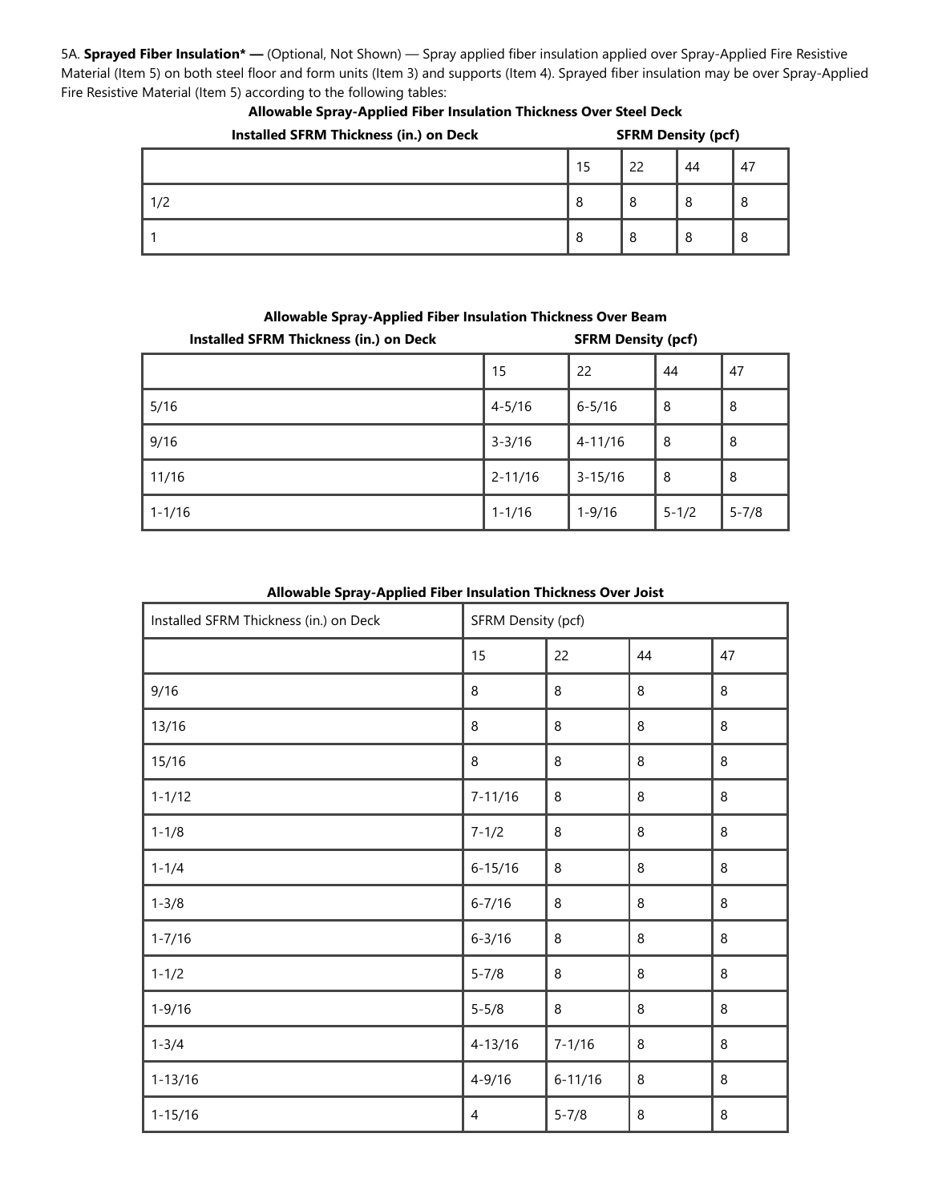5A. **Sprayed Fiber Insulation* —** (Optional, Not Shown) — Spray applied fiber insulation applied over Spray-Applied Fire Resistive Material (Item 5) on both steel floor and form units (Item 3) and supports (Item 4). Sprayed fiber insulation may be over Spray-Applied Fire Resistive Material (Item 5) according to the following tables:

**Allowable Spray-Applied Fiber Insulation Thickness Over Steel Deck**

| Installed SFRM Thickness (in.) on Deck | SFRM Density (pcf) | | | |
|---|---|---|---|---|
| | 15 | 22 | 44 | 47 |
| 1/2 | 8 | 8 | 8 | 8 |
| 1 | 8 | 8 | 8 | 8 |

**Allowable Spray-Applied Fiber Insulation Thickness Over Beam**

| Installed SFRM Thickness (in.) on Deck | SFRM Density (pcf) | | | |
|---|---|---|---|---|
| | 15 | 22 | 44 | 47 |
| 5/16 | 4-5/16 | 6-5/16 | 8 | 8 |
| 9/16 | 3-3/16 | 4-11/16 | 8 | 8 |
| 11/16 | 2-11/16 | 3-15/16 | 8 | 8 |
| 1-1/16 | 1-1/16 | 1-9/16 | 5-1/2 | 5-7/8 |

**Allowable Spray-Applied Fiber Insulation Thickness Over Joist**

| Installed SFRM Thickness (in.) on Deck | SFRM Density (pcf) | | | |
|---|---|---|---|---|
| | 15 | 22 | 44 | 47 |
| 9/16 | 8 | 8 | 8 | 8 |
| 13/16 | 8 | 8 | 8 | 8 |
| 15/16 | 8 | 8 | 8 | 8 |
| 1-1/12 | 7-11/16 | 8 | 8 | 8 |
| 1-1/8 | 7-1/2 | 8 | 8 | 8 |
| 1-1/4 | 6-15/16 | 8 | 8 | 8 |
| 1-3/8 | 6-7/16 | 8 | 8 | 8 |
| 1-7/16 | 6-3/16 | 8 | 8 | 8 |
| 1-1/2 | 5-7/8 | 8 | 8 | 8 |
| 1-9/16 | 5-5/8 | 8 | 8 | 8 |
| 1-3/4 | 4-13/16 | 7-1/16 | 8 | 8 |
| 1-13/16 | 4-9/16 | 6-11/16 | 8 | 8 |
| 1-15/16 | 4 | 5-7/8 | 8 | 8 |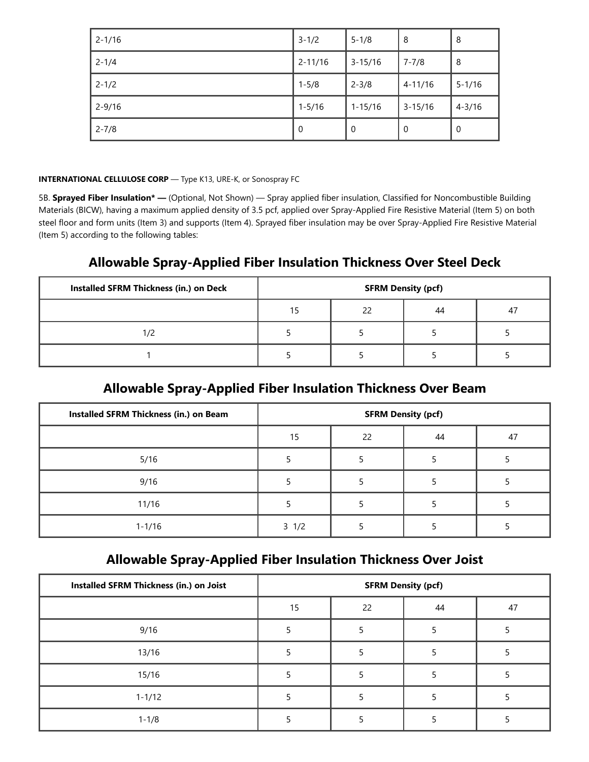| 2-1/16 | 3-1/2 | 5-1/8 | 8 | 8 |
|---|---|---|---|---|
| 2-1/4 | 2-11/16 | 3-15/16 | 7-7/8 | 8 |
| 2-1/2 | 1-5/8 | 2-3/8 | 4-11/16 | 5-1/16 |
| 2-9/16 | 1-5/16 | 1-15/16 | 3-15/16 | 4-3/16 |
| 2-7/8 | 0 | 0 | 0 | 0 |

**INTERNATIONAL CELLULOSE CORP** — Type K13, URE-K, or Sonospray FC

5B. **Sprayed Fiber Insulation* —** (Optional, Not Shown) — Spray applied fiber insulation, Classified for Noncombustible Building Materials (BICW), having a maximum applied density of 3.5 pcf, applied over Spray-Applied Fire Resistive Material (Item 5) on both steel floor and form units (Item 3) and supports (Item 4). Sprayed fiber insulation may be over Spray-Applied Fire Resistive Material (Item 5) according to the following tables:

## Allowable Spray-Applied Fiber Insulation Thickness Over Steel Deck

| Installed SFRM Thickness (in.) on Deck | SFRM Density (pcf) | | | |
|---|---|---|---|---|
| | 15 | 22 | 44 | 47 |
| 1/2 | 5 | 5 | 5 | 5 |
| 1 | 5 | 5 | 5 | 5 |

## Allowable Spray-Applied Fiber Insulation Thickness Over Beam

| Installed SFRM Thickness (in.) on Beam | SFRM Density (pcf) | | | |
|---|---|---|---|---|
| | 15 | 22 | 44 | 47 |
| 5/16 | 5 | 5 | 5 | 5 |
| 9/16 | 5 | 5 | 5 | 5 |
| 11/16 | 5 | 5 | 5 | 5 |
| 1-1/16 | 3 1/2 | 5 | 5 | 5 |

## Allowable Spray-Applied Fiber Insulation Thickness Over Joist

| Installed SFRM Thickness (in.) on Joist | SFRM Density (pcf) | | | |
|---|---|---|---|---|
| | 15 | 22 | 44 | 47 |
| 9/16 | 5 | 5 | 5 | 5 |
| 13/16 | 5 | 5 | 5 | 5 |
| 15/16 | 5 | 5 | 5 | 5 |
| 1-1/12 | 5 | 5 | 5 | 5 |
| 1-1/8 | 5 | 5 | 5 | 5 |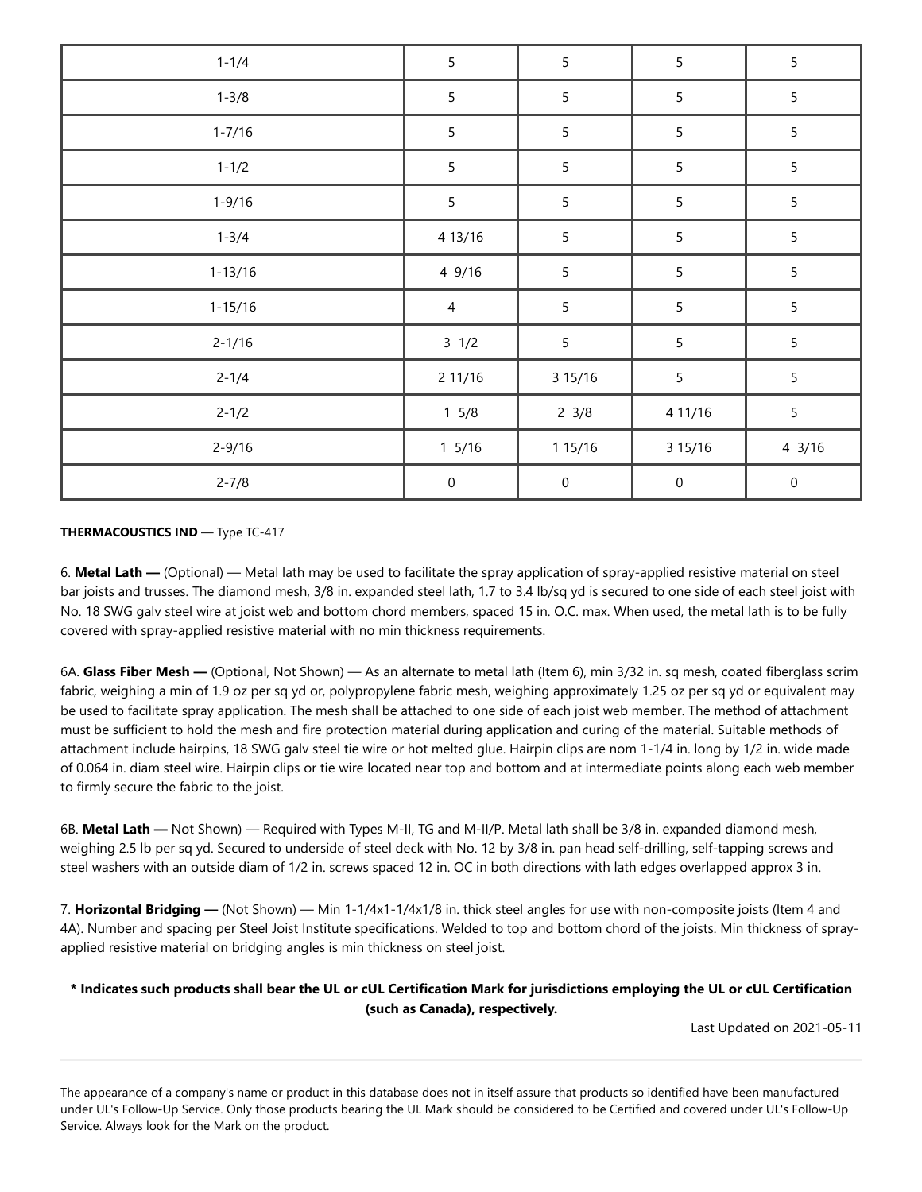| 1-1/4 | 5 | 5 | 5 | 5 |
|---|---|---|---|---|
| 1-3/8 | 5 | 5 | 5 | 5 |
| 1-7/16 | 5 | 5 | 5 | 5 |
| 1-1/2 | 5 | 5 | 5 | 5 |
| 1-9/16 | 5 | 5 | 5 | 5 |
| 1-3/4 | 4 13/16 | 5 | 5 | 5 |
| 1-13/16 | 4 9/16 | 5 | 5 | 5 |
| 1-15/16 | 4 | 5 | 5 | 5 |
| 2-1/16 | 3 1/2 | 5 | 5 | 5 |
| 2-1/4 | 2 11/16 | 3 15/16 | 5 | 5 |
| 2-1/2 | 1 5/8 | 2 3/8 | 4 11/16 | 5 |
| 2-9/16 | 1 5/16 | 1 15/16 | 3 15/16 | 4 3/16 |
| 2-7/8 | 0 | 0 | 0 | 0 |

**THERMACOUSTICS IND** — Type TC-417

6. **Metal Lath —** (Optional) — Metal lath may be used to facilitate the spray application of spray-applied resistive material on steel bar joists and trusses. The diamond mesh, 3/8 in. expanded steel lath, 1.7 to 3.4 lb/sq yd is secured to one side of each steel joist with No. 18 SWG galv steel wire at joist web and bottom chord members, spaced 15 in. O.C. max. When used, the metal lath is to be fully covered with spray-applied resistive material with no min thickness requirements.

6A. **Glass Fiber Mesh —** (Optional, Not Shown) — As an alternate to metal lath (Item 6), min 3/32 in. sq mesh, coated fiberglass scrim fabric, weighing a min of 1.9 oz per sq yd or, polypropylene fabric mesh, weighing approximately 1.25 oz per sq yd or equivalent may be used to facilitate spray application. The mesh shall be attached to one side of each joist web member. The method of attachment must be sufficient to hold the mesh and fire protection material during application and curing of the material. Suitable methods of attachment include hairpins, 18 SWG galv steel tie wire or hot melted glue. Hairpin clips are nom 1-1/4 in. long by 1/2 in. wide made of 0.064 in. diam steel wire. Hairpin clips or tie wire located near top and bottom and at intermediate points along each web member to firmly secure the fabric to the joist.

6B. **Metal Lath —** Not Shown) — Required with Types M-II, TG and M-II/P. Metal lath shall be 3/8 in. expanded diamond mesh, weighing 2.5 lb per sq yd. Secured to underside of steel deck with No. 12 by 3/8 in. pan head self-drilling, self-tapping screws and steel washers with an outside diam of 1/2 in. screws spaced 12 in. OC in both directions with lath edges overlapped approx 3 in.

7. **Horizontal Bridging —** (Not Shown) — Min 1-1/4x1-1/4x1/8 in. thick steel angles for use with non-composite joists (Item 4 and 4A). Number and spacing per Steel Joist Institute specifications. Welded to top and bottom chord of the joists. Min thickness of spray-applied resistive material on bridging angles is min thickness on steel joist.

**\* Indicates such products shall bear the UL or cUL Certification Mark for jurisdictions employing the UL or cUL Certification (such as Canada), respectively.**

Last Updated on 2021-05-11

The appearance of a company's name or product in this database does not in itself assure that products so identified have been manufactured under UL's Follow-Up Service. Only those products bearing the UL Mark should be considered to be Certified and covered under UL's Follow-Up Service. Always look for the Mark on the product.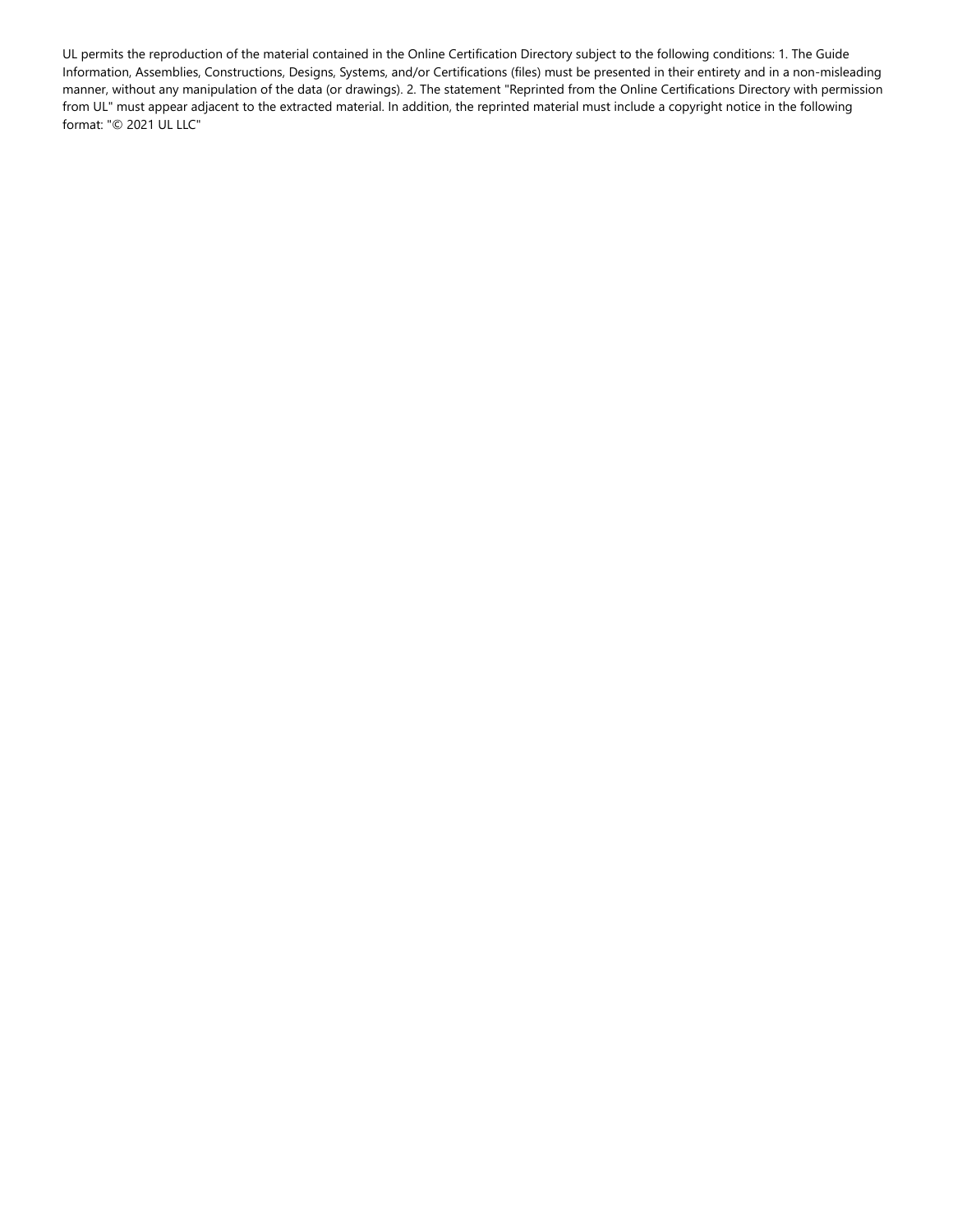UL permits the reproduction of the material contained in the Online Certification Directory subject to the following conditions: 1. The Guide Information, Assemblies, Constructions, Designs, Systems, and/or Certifications (files) must be presented in their entirety and in a non-misleading manner, without any manipulation of the data (or drawings). 2. The statement "Reprinted from the Online Certifications Directory with permission from UL" must appear adjacent to the extracted material. In addition, the reprinted material must include a copyright notice in the following format: "© 2021 UL LLC"